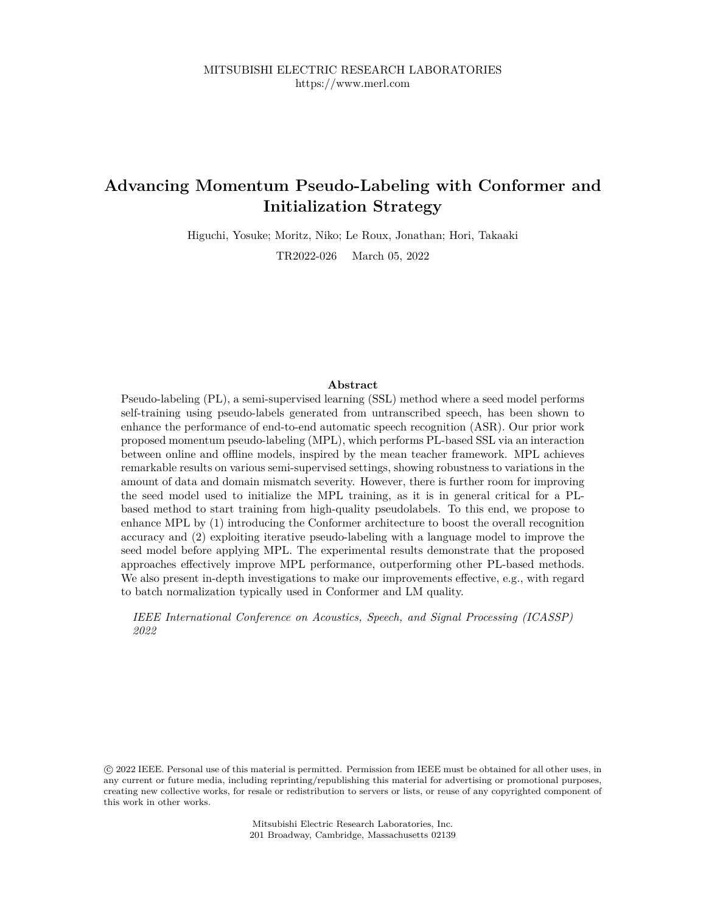MITSUBISHI ELECTRIC RESEARCH LABORATORIES
https://www.merl.com

# Advancing Momentum Pseudo-Labeling with Conformer and Initialization Strategy

Higuchi, Yosuke; Moritz, Niko; Le Roux, Jonathan; Hori, Takaaki

TR2022-026 March 05, 2022

### Abstract

Pseudo-labeling (PL), a semi-supervised learning (SSL) method where a seed model performs self-training using pseudo-labels generated from untranscribed speech, has been shown to enhance the performance of end-to-end automatic speech recognition (ASR). Our prior work proposed momentum pseudo-labeling (MPL), which performs PL-based SSL via an interaction between online and offline models, inspired by the mean teacher framework. MPL achieves remarkable results on various semi-supervised settings, showing robustness to variations in the amount of data and domain mismatch severity. However, there is further room for improving the seed model used to initialize the MPL training, as it is in general critical for a PL-based method to start training from high-quality pseudolabels. To this end, we propose to enhance MPL by (1) introducing the Conformer architecture to boost the overall recognition accuracy and (2) exploiting iterative pseudo-labeling with a language model to improve the seed model before applying MPL. The experimental results demonstrate that the proposed approaches effectively improve MPL performance, outperforming other PL-based methods. We also present in-depth investigations to make our improvements effective, e.g., with regard to batch normalization typically used in Conformer and LM quality.

*IEEE International Conference on Acoustics, Speech, and Signal Processing (ICASSP) 2022*

© 2022 IEEE. Personal use of this material is permitted. Permission from IEEE must be obtained for all other uses, in any current or future media, including reprinting/republishing this material for advertising or promotional purposes, creating new collective works, for resale or redistribution to servers or lists, or reuse of any copyrighted component of this work in other works.

Mitsubishi Electric Research Laboratories, Inc.
201 Broadway, Cambridge, Massachusetts 02139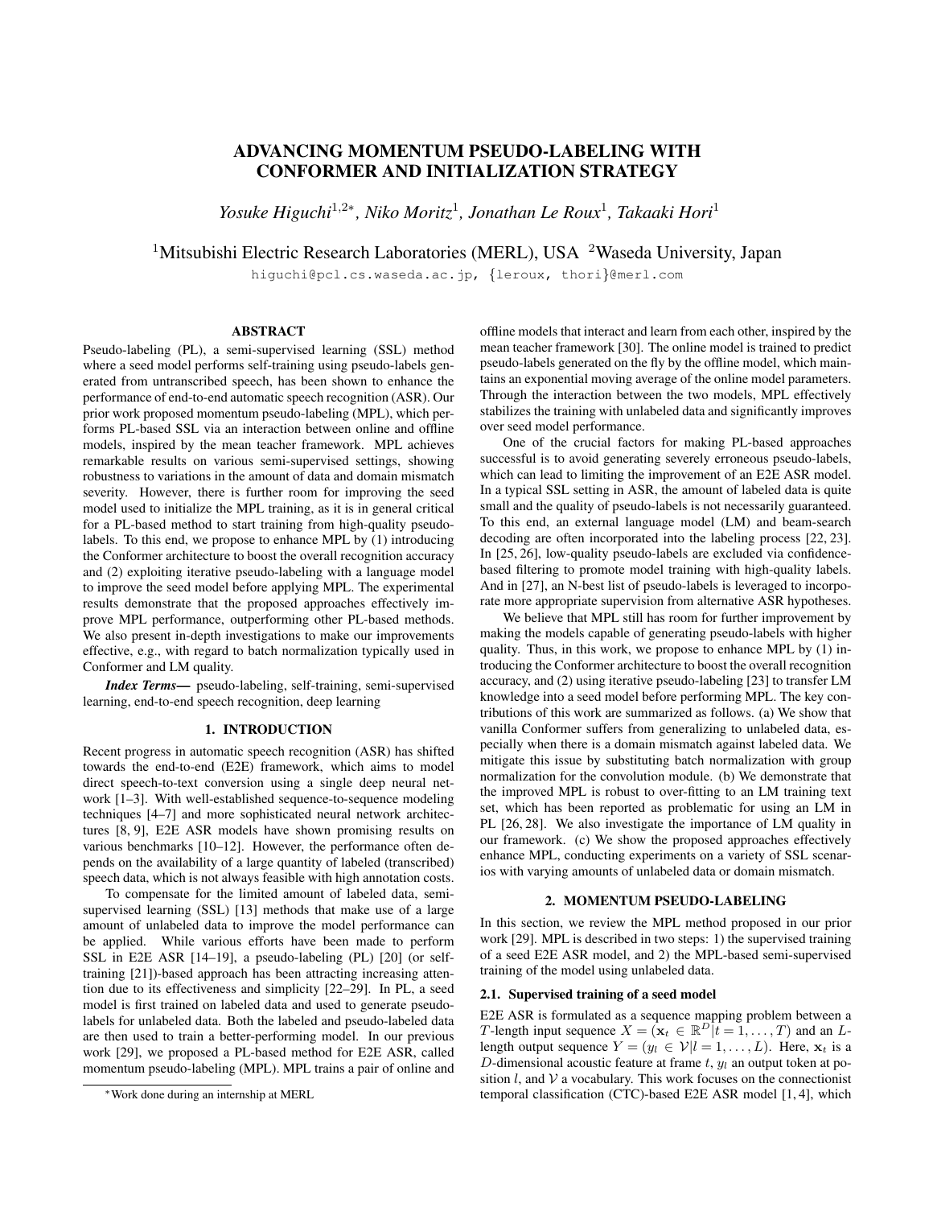# ADVANCING MOMENTUM PSEUDO-LABELING WITH CONFORMER AND INITIALIZATION STRATEGY

*Yosuke Higuchi*[1,2*], *Niko Moritz*[1], *Jonathan Le Roux*[1], *Takaaki Hori*[1]

[1]Mitsubishi Electric Research Laboratories (MERL), USA [2]Waseda University, Japan

higuchi@pcl.cs.waseda.ac.jp, {leroux, thori}@merl.com

## ABSTRACT

Pseudo-labeling (PL), a semi-supervised learning (SSL) method where a seed model performs self-training using pseudo-labels generated from untranscribed speech, has been shown to enhance the performance of end-to-end automatic speech recognition (ASR). Our prior work proposed momentum pseudo-labeling (MPL), which performs PL-based SSL via an interaction between online and offline models, inspired by the mean teacher framework. MPL achieves remarkable results on various semi-supervised settings, showing robustness to variations in the amount of data and domain mismatch severity. However, there is further room for improving the seed model used to initialize the MPL training, as it is in general critical for a PL-based method to start training from high-quality pseudo-labels. To this end, we propose to enhance MPL by (1) introducing the Conformer architecture to boost the overall recognition accuracy and (2) exploiting iterative pseudo-labeling with a language model to improve the seed model before applying MPL. The experimental results demonstrate that the proposed approaches effectively improve MPL performance, outperforming other PL-based methods. We also present in-depth investigations to make our improvements effective, e.g., with regard to batch normalization typically used in Conformer and LM quality.

***Index Terms*—** pseudo-labeling, self-training, semi-supervised learning, end-to-end speech recognition, deep learning

## 1. INTRODUCTION

Recent progress in automatic speech recognition (ASR) has shifted towards the end-to-end (E2E) framework, which aims to model direct speech-to-text conversion using a single deep neural network [1–3]. With well-established sequence-to-sequence modeling techniques [4–7] and more sophisticated neural network architectures [8, 9], E2E ASR models have shown promising results on various benchmarks [10–12]. However, the performance often depends on the availability of a large quantity of labeled (transcribed) speech data, which is not always feasible with high annotation costs.

To compensate for the limited amount of labeled data, semi-supervised learning (SSL) [13] methods that make use of a large amount of unlabeled data to improve the model performance can be applied. While various efforts have been made to perform SSL in E2E ASR [14–19], a pseudo-labeling (PL) [20] (or self-training [21])-based approach has been attracting increasing attention due to its effectiveness and simplicity [22–29]. In PL, a seed model is first trained on labeled data and used to generate pseudo-labels for unlabeled data. Both the labeled and pseudo-labeled data are then used to train a better-performing model. In our previous work [29], we proposed a PL-based method for E2E ASR, called momentum pseudo-labeling (MPL). MPL trains a pair of online and offline models that interact and learn from each other, inspired by the mean teacher framework [30]. The online model is trained to predict pseudo-labels generated on the fly by the offline model, which maintains an exponential moving average of the online model parameters. Through the interaction between the two models, MPL effectively stabilizes the training with unlabeled data and significantly improves over seed model performance.

One of the crucial factors for making PL-based approaches successful is to avoid generating severely erroneous pseudo-labels, which can lead to limiting the improvement of an E2E ASR model. In a typical SSL setting in ASR, the amount of labeled data is quite small and the quality of pseudo-labels is not necessarily guaranteed. To this end, an external language model (LM) and beam-search decoding are often incorporated into the labeling process [22, 23]. In [25, 26], low-quality pseudo-labels are excluded via confidence-based filtering to promote model training with high-quality labels. And in [27], an N-best list of pseudo-labels is leveraged to incorporate more appropriate supervision from alternative ASR hypotheses.

We believe that MPL still has room for further improvement by making the models capable of generating pseudo-labels with higher quality. Thus, in this work, we propose to enhance MPL by (1) introducing the Conformer architecture to boost the overall recognition accuracy, and (2) using iterative pseudo-labeling [23] to transfer LM knowledge into a seed model before performing MPL. The key contributions of this work are summarized as follows. (a) We show that vanilla Conformer suffers from generalizing to unlabeled data, especially when there is a domain mismatch against labeled data. We mitigate this issue by substituting batch normalization with group normalization for the convolution module. (b) We demonstrate that the improved MPL is robust to over-fitting to an LM training text set, which has been reported as problematic for using an LM in PL [26, 28]. We also investigate the importance of LM quality in our framework. (c) We show the proposed approaches effectively enhance MPL, conducting experiments on a variety of SSL scenarios with varying amounts of unlabeled data or domain mismatch.

## 2. MOMENTUM PSEUDO-LABELING

In this section, we review the MPL method proposed in our prior work [29]. MPL is described in two steps: 1) the supervised training of a seed E2E ASR model, and 2) the MPL-based semi-supervised training of the model using unlabeled data.

### 2.1. Supervised training of a seed model

E2E ASR is formulated as a sequence mapping problem between a $T$-length input sequence $X = (\mathbf{x}_t \in \mathbb{R}^D | t = 1, \dots, T)$ and an $L$-length output sequence $Y = (y_l \in \mathcal{V} | l = 1, \dots, L)$. Here, $\mathbf{x}_t$ is a $D$-dimensional acoustic feature at frame $t$, $y_l$ an output token at position $l$, and $\mathcal{V}$ a vocabulary. This work focuses on the connectionist temporal classification (CTC)-based E2E ASR model [1, 4], which

*Work done during an internship at MERL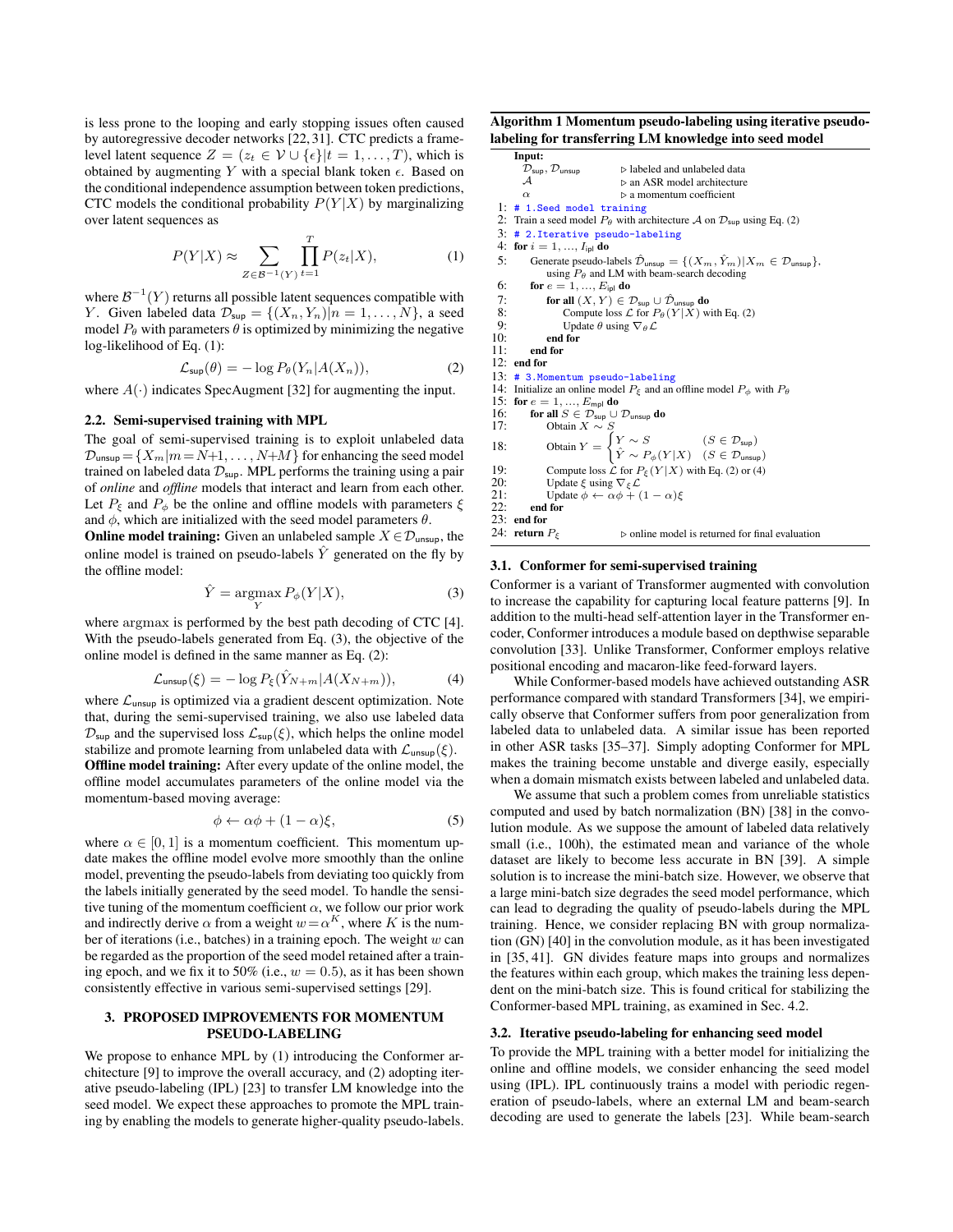is less prone to the looping and early stopping issues often caused by autoregressive decoder networks [22, 31]. CTC predicts a frame-level latent sequence $Z = (z_t \in \mathcal{V} \cup \{\epsilon\} | t = 1, \ldots, T)$, which is obtained by augmenting $Y$ with a special blank token $\epsilon$. Based on the conditional independence assumption between token predictions, CTC models the conditional probability $P(Y|X)$ by marginalizing over latent sequences as

$$P(Y|X) \approx \sum_{Z \in \mathcal{B}^{-1}(Y)} \prod_{t=1}^{T} P(z_t|X), \tag{1}$$

where $\mathcal{B}^{-1}(Y)$ returns all possible latent sequences compatible with $Y$. Given labeled data $\mathcal{D}_{\mathsf{sup}} = \{(X_n, Y_n)|n = 1, \ldots, N\}$, a seed model $P_\theta$ with parameters $\theta$ is optimized by minimizing the negative log-likelihood of Eq. (1):

$$\mathcal{L}_{\mathsf{sup}}(\theta) = -\log P_\theta(Y_n|A(X_n)), \tag{2}$$

where $A(\cdot)$ indicates SpecAugment [32] for augmenting the input.

### 2.2. Semi-supervised training with MPL

The goal of semi-supervised training is to exploit unlabeled data $\mathcal{D}_{\mathsf{unsup}} = \{X_m | m = N+1, \ldots, N+M\}$ for enhancing the seed model trained on labeled data $\mathcal{D}_{\mathsf{sup}}$. MPL performs the training using a pair of *online* and *offline* models that interact and learn from each other. Let $P_\xi$ and $P_\phi$ be the online and offline models with parameters $\xi$ and $\phi$, which are initialized with the seed model parameters $\theta$.

**Online model training:** Given an unlabeled sample $X \in \mathcal{D}_{\mathsf{unsup}}$, the online model is trained on pseudo-labels $\hat{Y}$ generated on the fly by the offline model:

$$\hat{Y} = \underset{Y}{\operatorname{argmax}}\, P_\phi(Y|X), \tag{3}$$

where $\operatorname{argmax}$ is performed by the best path decoding of CTC [4]. With the pseudo-labels generated from Eq. (3), the objective of the online model is defined in the same manner as Eq. (2):

$$\mathcal{L}_{\mathsf{unsup}}(\xi) = -\log P_\xi(\hat{Y}_{N+m}|A(X_{N+m})), \tag{4}$$

where $\mathcal{L}_{\mathsf{unsup}}$ is optimized via a gradient descent optimization. Note that, during the semi-supervised training, we also use labeled data $\mathcal{D}_{\mathsf{sup}}$ and the supervised loss $\mathcal{L}_{\mathsf{sup}}(\xi)$, which helps the online model stabilize and promote learning from unlabeled data with $\mathcal{L}_{\mathsf{unsup}}(\xi)$.

**Offline model training:** After every update of the online model, the offline model accumulates parameters of the online model via the momentum-based moving average:

$$\phi \leftarrow \alpha\phi + (1 - \alpha)\xi, \tag{5}$$

where $\alpha \in [0, 1]$ is a momentum coefficient. This momentum update makes the offline model evolve more smoothly than the online model, preventing the pseudo-labels from deviating too quickly from the labels initially generated by the seed model. To handle the sensitive tuning of the momentum coefficient $\alpha$, we follow our prior work and indirectly derive $\alpha$ from a weight $w = \alpha^K$, where $K$ is the number of iterations (i.e., batches) in a training epoch. The weight $w$ can be regarded as the proportion of the seed model retained after a training epoch, and we fix it to 50% (i.e., $w = 0.5$), as it has been shown consistently effective in various semi-supervised settings [29].

## 3. PROPOSED IMPROVEMENTS FOR MOMENTUM PSEUDO-LABELING

We propose to enhance MPL by (1) introducing the Conformer architecture [9] to improve the overall accuracy, and (2) adopting iterative pseudo-labeling (IPL) [23] to transfer LM knowledge into the seed model. We expect these approaches to promote the MPL training by enabling the models to generate higher-quality pseudo-labels.

**Algorithm 1** Momentum pseudo-labeling using iterative pseudo-labeling for transferring LM knowledge into seed model

```
Input:
  D_sup, D_unsup        ▷ labeled and unlabeled data
  A                     ▷ an ASR model architecture
  α                     ▷ a momentum coefficient
 1: # 1.Seed model training
 2: Train a seed model P_θ with architecture A on D_sup using Eq. (2)
 3: # 2.Iterative pseudo-labeling
 4: for i = 1, ..., I_ipl do
 5:     Generate pseudo-labels D̂_unsup = {(X_m, Ŷ_m)|X_m ∈ D_unsup},
          using P_θ and LM with beam-search decoding
 6:     for e = 1, ..., E_ipl do
 7:         for all (X, Y) ∈ D_sup ∪ D̂_unsup do
 8:             Compute loss L for P_θ(Y|X) with Eq. (2)
 9:             Update θ using ∇_θ L
10:         end for
11:     end for
12: end for
13: # 3.Momentum pseudo-labeling
14: Initialize an online model P_ξ and an offline model P_φ with P_θ
15: for e = 1, ..., E_mpl do
16:     for all S ∈ D_sup ∪ D_unsup do
17:         Obtain X ~ S
18:         Obtain Y = { Y ~ S            (S ∈ D_sup)
                       { Ŷ ~ P_φ(Y|X)    (S ∈ D_unsup)
19:         Compute loss L for P_ξ(Y|X) with Eq. (2) or (4)
20:         Update ξ using ∇_ξ L
21:         Update φ ← αφ + (1 − α)ξ
22:     end for
23: end for
24: return P_ξ                ▷ online model is returned for final evaluation
```

### 3.1. Conformer for semi-supervised training

Conformer is a variant of Transformer augmented with convolution to increase the capability for capturing local feature patterns [9]. In addition to the multi-head self-attention layer in the Transformer encoder, Conformer introduces a module based on depthwise separable convolution [33]. Unlike Transformer, Conformer employs relative positional encoding and macaron-like feed-forward layers.

While Conformer-based models have achieved outstanding ASR performance compared with standard Transformers [34], we empirically observe that Conformer suffers from poor generalization from labeled data to unlabeled data. A similar issue has been reported in other ASR tasks [35–37]. Simply adopting Conformer for MPL makes the training become unstable and diverge easily, especially when a domain mismatch exists between labeled and unlabeled data.

We assume that such a problem comes from unreliable statistics computed and used by batch normalization (BN) [38] in the convolution module. As we suppose the amount of labeled data relatively small (i.e., 100h), the estimated mean and variance of the whole dataset are likely to become less accurate in BN [39]. A simple solution is to increase the mini-batch size. However, we observe that a large mini-batch size degrades the seed model performance, which can lead to degrading the quality of pseudo-labels during the MPL training. Hence, we consider replacing BN with group normalization (GN) [40] in the convolution module, as it has been investigated in [35, 41]. GN divides feature maps into groups and normalizes the features within each group, which makes the training less dependent on the mini-batch size. This is found critical for stabilizing the Conformer-based MPL training, as examined in Sec. 4.2.

### 3.2. Iterative pseudo-labeling for enhancing seed model

To provide the MPL training with a better model for initializing the online and offline models, we consider enhancing the seed model using (IPL). IPL continuously trains a model with periodic regeneration of pseudo-labels, where an external LM and beam-search decoding are used to generate the labels [23]. While beam-search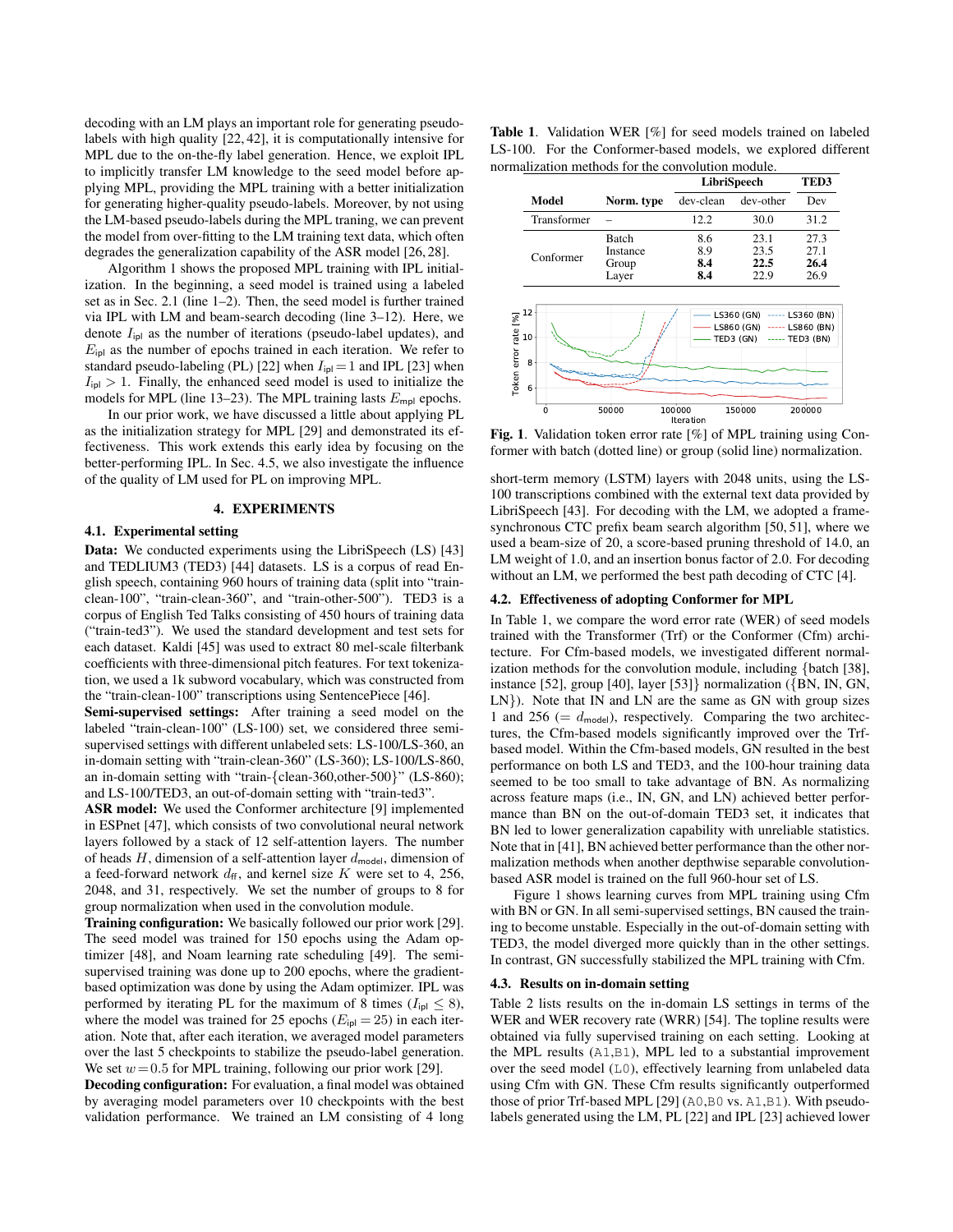decoding with an LM plays an important role for generating pseudo-labels with high quality [22, 42], it is computationally intensive for MPL due to the on-the-fly label generation. Hence, we exploit IPL to implicitly transfer LM knowledge to the seed model before applying MPL, providing the MPL training with a better initialization for generating higher-quality pseudo-labels. Moreover, by not using the LM-based pseudo-labels during the MPL traning, we can prevent the model from over-fitting to the LM training text data, which often degrades the generalization capability of the ASR model [26, 28].

Algorithm 1 shows the proposed MPL training with IPL initialization. In the beginning, a seed model is trained using a labeled set as in Sec. 2.1 (line 1–2). Then, the seed model is further trained via IPL with LM and beam-search decoding (line 3–12). Here, we denote $I_{\mathsf{ipl}}$ as the number of iterations (pseudo-label updates), and $E_{\mathsf{ipl}}$ as the number of epochs trained in each iteration. We refer to standard pseudo-labeling (PL) [22] when $I_{\mathsf{ipl}} = 1$ and IPL [23] when $I_{\mathsf{ipl}} > 1$. Finally, the enhanced seed model is used to initialize the models for MPL (line 13–23). The MPL training lasts $E_{\mathsf{mpl}}$ epochs.

In our prior work, we have discussed a little about applying PL as the initialization strategy for MPL [29] and demonstrated its effectiveness. This work extends this early idea by focusing on the better-performing IPL. In Sec. 4.5, we also investigate the influence of the quality of LM used for PL on improving MPL.

## 4. EXPERIMENTS

### 4.1. Experimental setting

**Data:** We conducted experiments using the LibriSpeech (LS) [43] and TEDLIUM3 (TED3) [44] datasets. LS is a corpus of read English speech, containing 960 hours of training data (split into "train-clean-100", "train-clean-360", and "train-other-500"). TED3 is a corpus of English Ted Talks consisting of 450 hours of training data ("train-ted3"). We used the standard development and test sets for each dataset. Kaldi [45] was used to extract 80 mel-scale filterbank coefficients with three-dimensional pitch features. For text tokenization, we used a 1k subword vocabulary, which was constructed from the "train-clean-100" transcriptions using SentencePiece [46].

**Semi-supervised settings:** After training a seed model on the labeled "train-clean-100" (LS-100) set, we considered three semi-supervised settings with different unlabeled sets: LS-100/LS-360, an in-domain setting with "train-clean-360" (LS-360); LS-100/LS-860, an in-domain setting with "train-{clean-360,other-500}" (LS-860); and LS-100/TED3, an out-of-domain setting with "train-ted3".

**ASR model:** We used the Conformer architecture [9] implemented in ESPnet [47], which consists of two convolutional neural network layers followed by a stack of 12 self-attention layers. The number of heads $H$, dimension of a self-attention layer $d_{\mathsf{model}}$, dimension of a feed-forward network $d_{\mathsf{ff}}$, and kernel size $K$ were set to 4, 256, 2048, and 31, respectively. We set the number of groups to 8 for group normalization when used in the convolution module.

**Training configuration:** We basically followed our prior work [29]. The seed model was trained for 150 epochs using the Adam optimizer [48], and Noam learning rate scheduling [49]. The semi-supervised training was done up to 200 epochs, where the gradient-based optimization was done by using the Adam optimizer. IPL was performed by iterating PL for the maximum of 8 times ($I_{\mathsf{ipl}} \leq 8$), where the model was trained for 25 epochs ($E_{\mathsf{ipl}} = 25$) in each iteration. Note that, after each iteration, we averaged model parameters over the last 5 checkpoints to stabilize the pseudo-label generation. We set $w = 0.5$ for MPL training, following our prior work [29].

**Decoding configuration:** For evaluation, a final model was obtained by averaging model parameters over 10 checkpoints with the best validation performance. We trained an LM consisting of 4 long short-term memory (LSTM) layers with 2048 units, using the LS-100 transcriptions combined with the external text data provided by LibriSpeech [43]. For decoding with the LM, we adopted a frame-synchronous CTC prefix beam search algorithm [50, 51], where we used a beam-size of 20, a score-based pruning threshold of 14.0, an LM weight of 1.0, and an insertion bonus factor of 2.0. For decoding without an LM, we performed the best path decoding of CTC [4].

**Table 1**. Validation WER [%] for seed models trained on labeled LS-100. For the Conformer-based models, we explored different normalization methods for the convolution module.

| Model | Norm. type | LibriSpeech dev-clean | LibriSpeech dev-other | TED3 Dev |
|---|---|---|---|---|
| Transformer | – | 12.2 | 30.0 | 31.2 |
| Conformer | Batch | 8.6 | 23.1 | 27.3 |
| | Instance | 8.9 | 23.5 | 27.1 |
| | Group | **8.4** | **22.5** | **26.4** |
| | Layer | **8.4** | 22.9 | 26.9 |

**Fig. 1**. Validation token error rate [%] of MPL training using Conformer with batch (dotted line) or group (solid line) normalization.

### 4.2. Effectiveness of adopting Conformer for MPL

In Table 1, we compare the word error rate (WER) of seed models trained with the Transformer (Trf) or the Conformer (Cfm) architecture. For Cfm-based models, we investigated different normalization methods for the convolution module, including {batch [38], instance [52], group [40], layer [53]} normalization ({BN, IN, GN, LN}). Note that IN and LN are the same as GN with group sizes 1 and 256 (= $d_{\mathsf{model}}$), respectively. Comparing the two architectures, the Cfm-based models significantly improved over the Trf-based model. Within the Cfm-based models, GN resulted in the best performance on both LS and TED3, and the 100-hour training data seemed to be too small to take advantage of BN. As normalizing across feature maps (i.e., IN, GN, and LN) achieved better performance than BN on the out-of-domain TED3 set, it indicates that BN led to lower generalization capability with unreliable statistics. Note that in [41], BN achieved better performance than the other normalization methods when another depthwise separable convolution-based ASR model is trained on the full 960-hour set of LS.

Figure 1 shows learning curves from MPL training using Cfm with BN or GN. In all semi-supervised settings, BN caused the training to become unstable. Especially in the out-of-domain setting with TED3, the model diverged more quickly than in the other settings. In contrast, GN successfully stabilized the MPL training with Cfm.

### 4.3. Results on in-domain setting

Table 2 lists results on the in-domain LS settings in terms of the WER and WER recovery rate (WRR) [54]. The topline results were obtained via fully supervised training on each setting. Looking at the MPL results (A1,B1), MPL led to a substantial improvement over the seed model (L0), effectively learning from unlabeled data using Cfm with GN. These Cfm results significantly outperformed those of prior Trf-based MPL [29] (A0,B0 vs. A1,B1). With pseudo-labels generated using the LM, PL [22] and IPL [23] achieved lower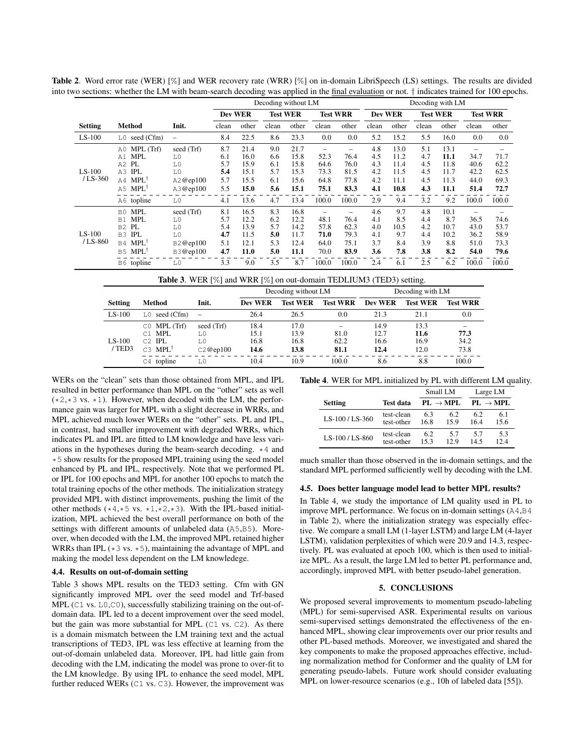**Table 2**. Word error rate (WER) [%] and WER recovery rate (WRR) [%] on in-domain LibriSpeech (LS) settings. The results are divided into two sections: whether the LM with beam-search decoding was applied in the final evaluation or not. † indicates trained for 100 epochs.

| | | | Decoding without LM | | | | | | Decoding with LM | | | | | |
|---|---|---|---|---|---|---|---|---|---|---|---|---|---|---|
| | | | Dev WER | | Test WER | | Test WRR | | Dev WER | | Test WER | | Test WRR | |
| **Setting** | **Method** | **Init.** | clean | other | clean | other | clean | other | clean | other | clean | other | clean | other |
| LS-100 | L0 seed (Cfm) | – | 8.4 | 22.5 | 8.6 | 23.3 | 0.0 | 0.0 | 5.2 | 15.2 | 5.5 | 16.0 | 0.0 | 0.0 |
| LS-100 / LS-360 | A0 MPL (Trf) | seed (Trf) | 8.7 | 21.4 | 9.0 | 21.7 | – | – | 4.8 | 13.0 | 5.1 | 13.1 | – | – |
| | A1 MPL | L0 | 6.1 | 16.0 | 6.6 | 15.8 | 52.3 | 76.4 | 4.5 | 11.2 | 4.7 | **11.1** | 34.7 | 71.7 |
| | A2 PL | L0 | 5.7 | 15.9 | 6.1 | 15.8 | 64.6 | 76.0 | 4.3 | 11.4 | 4.5 | 11.8 | 40.6 | 62.2 |
| | A3 IPL | L0 | **5.4** | 15.1 | 5.7 | 15.3 | 73.3 | 81.5 | 4.2 | 11.5 | 4.5 | 11.7 | 42.2 | 62.5 |
| | A4 MPL† | A2@ep100 | 5.7 | 15.5 | 6.1 | 15.6 | 64.8 | 77.8 | 4.2 | 11.1 | 4.5 | 11.3 | 44.0 | 69.3 |
| | A5 MPL† | A3@ep100 | 5.5 | **15.0** | **5.6** | **15.1** | **75.1** | **83.3** | **4.1** | **10.8** | **4.3** | **11.1** | **51.4** | **72.7** |
| | A6 topline | L0 | 4.1 | 13.6 | 4.7 | 13.4 | 100.0 | 100.0 | 2.9 | 9.4 | 3.2 | 9.2 | 100.0 | 100.0 |
| LS-100 / LS-860 | B0 MPL | seed (Trf) | 8.1 | 16.5 | 8.3 | 16.8 | – | – | 4.6 | 9.7 | 4.8 | 10.1 | – | – |
| | B1 MPL | L0 | 5.7 | 12.2 | 6.2 | 12.2 | 48.1 | 76.4 | 4.1 | 8.5 | 4.4 | 8.7 | 36.5 | 74.6 |
| | B2 PL | L0 | 5.4 | 13.9 | 5.7 | 14.2 | 57.8 | 62.3 | 4.0 | 10.5 | 4.2 | 10.7 | 43.0 | 53.7 |
| | B3 IPL | L0 | **4.7** | 11.5 | **5.0** | 11.7 | **71.0** | 79.3 | 4.1 | 9.7 | 4.4 | 10.2 | 36.2 | 58.9 |
| | B4 MPL† | B2@ep100 | 5.1 | 12.1 | 5.3 | 12.4 | 64.0 | 75.1 | 3.7 | 8.4 | 3.9 | 8.8 | 51.0 | 73.3 |
| | B5 MPL† | B3@ep100 | **4.7** | **11.0** | **5.0** | **11.1** | 70.0 | **83.9** | **3.6** | **7.8** | **3.8** | **8.2** | **54.0** | **79.6** |
| | B6 topline | L0 | 3.3 | 9.0 | 3.5 | 8.7 | 100.0 | 100.0 | 2.4 | 6.1 | 2.5 | 6.2 | 100.0 | 100.0 |

**Table 3**. WER [%] and WRR [%] on out-domain TEDLIUM3 (TED3) setting.

| | | | Decoding without LM | | | Decoding with LM | | |
|---|---|---|---|---|---|---|---|---|
| **Setting** | **Method** | **Init.** | **Dev WER** | **Test WER** | **Test WRR** | **Dev WER** | **Test WER** | **Test WRR** |
| LS-100 | L0 seed (Cfm) | – | 26.4 | 26.5 | 0.0 | 21.3 | 21.1 | 0.0 |
| LS-100 / TED3 | C0 MPL (Trf) | seed (Trf) | 18.4 | 17.0 | – | 14.9 | 13.3 | – |
| | C1 MPL | L0 | 15.1 | 13.9 | 81.0 | 12.7 | **11.6** | **77.3** |
| | C2 IPL | L0 | 16.8 | 16.8 | 62.2 | 16.6 | 16.9 | 34.2 |
| | C3 MPL† | C2@ep100 | **14.6** | **13.8** | **81.1** | **12.4** | 12.0 | 73.8 |
| | C4 topline | L0 | 10.4 | 10.9 | 100.0 | 8.6 | 8.8 | 100.0 |

WERs on the "clean" sets than those obtained from MPL, and IPL resulted in better performance than MPL on the "other" sets as well (⋆2,⋆3 vs. ⋆1). However, when decoded with the LM, the performance gain was larger for MPL with a slight decrease in WRRs, and MPL achieved much lower WERs on the "other" sets. PL and IPL, in contrast, had smaller improvement with degraded WRRs, which indicates PL and IPL are fitted to LM knowledge and have less variations in the hypotheses during the beam-search decoding. ⋆4 and ⋆5 show results for the proposed MPL training using the seed model enhanced by PL and IPL, respectively. Note that we performed PL or IPL for 100 epochs and MPL for another 100 epochs to match the total training epochs of the other methods. The initialization strategy provided MPL with distinct improvements, pushing the limit of the other methods (⋆4,⋆5 vs. ⋆1,⋆2,⋆3). With the IPL-based initialization, MPL achieved the best overall performance on both of the settings with different amounts of unlabeled data (A5,B5). Moreover, when decoded with the LM, the improved MPL retained higher WRRs than IPL (⋆3 vs. ⋆5), maintaining the advantage of MPL and making the model less dependent on the LM knowledege.

### 4.4. Results on out-of-domain setting

Table 3 shows MPL results on the TED3 setting. Cfm with GN significantly improved MPL over the seed model and Trf-based MPL (C1 vs. L0,C0), successfully stabilizing training on the out-of-domain data. IPL led to a decent improvement over the seed model, but the gain was more substantial for MPL (C1 vs. C2). As there is a domain mismatch between the LM training text and the actual transcriptions of TED3, IPL was less effective at learning from the out-of-domain unlabeled data. Moreover, IPL had little gain from decoding with the LM, indicating the model was prone to over-fit to the LM knowledge. By using IPL to enhance the seed model, MPL further reduced WERs (C1 vs. C3). However, the improvement was much smaller than those observed in the in-domain settings, and the standard MPL performed sufficiently well by decoding with the LM.

**Table 4**. WER for MPL initialized by PL with different LM quality.

| | | Small LM | | Large LM | |
|---|---|---|---|---|---|
| **Setting** | **Test data** | **PL** | **→ MPL** | **PL** | **→ MPL** |
| LS-100 / LS-360 | test-clean | 6.3 | 6.2 | 6.2 | 6.1 |
| | test-other | 16.8 | 15.9 | 16.4 | 15.6 |
| LS-100 / LS-860 | test-clean | 6.2 | 5.7 | 5.7 | 5.3 |
| | test-other | 15.3 | 12.9 | 14.5 | 12.4 |

### 4.5. Does better language model lead to better MPL results?

In Table 4, we study the importance of LM quality used in PL to improve MPL performance. We focus on in-domain settings (A4,B4 in Table 2), where the initialization strategy was especially effective. We compare a small LM (1-layer LSTM) and large LM (4-layer LSTM), validation perplexities of which were 20.9 and 14.3, respectively. PL was evaluated at epoch 100, which is then used to initialize MPL. As a result, the large LM led to better PL performance and, accordingly, improved MPL with better pseudo-label generation.

## 5. CONCLUSIONS

We proposed several improvements to momentum pseudo-labeling (MPL) for semi-supervised ASR. Experimental results on various semi-supervised settings demonstrated the effectiveness of the enhanced MPL, showing clear improvements over our prior results and other PL-based methods. Moreover, we investigated and shared the key components to make the proposed approaches effective, including normalization method for Conformer and the quality of LM for generating pseudo-labels. Future work should consider evaluating MPL on lower-resource scenarios (e.g., 10h of labeled data [55]).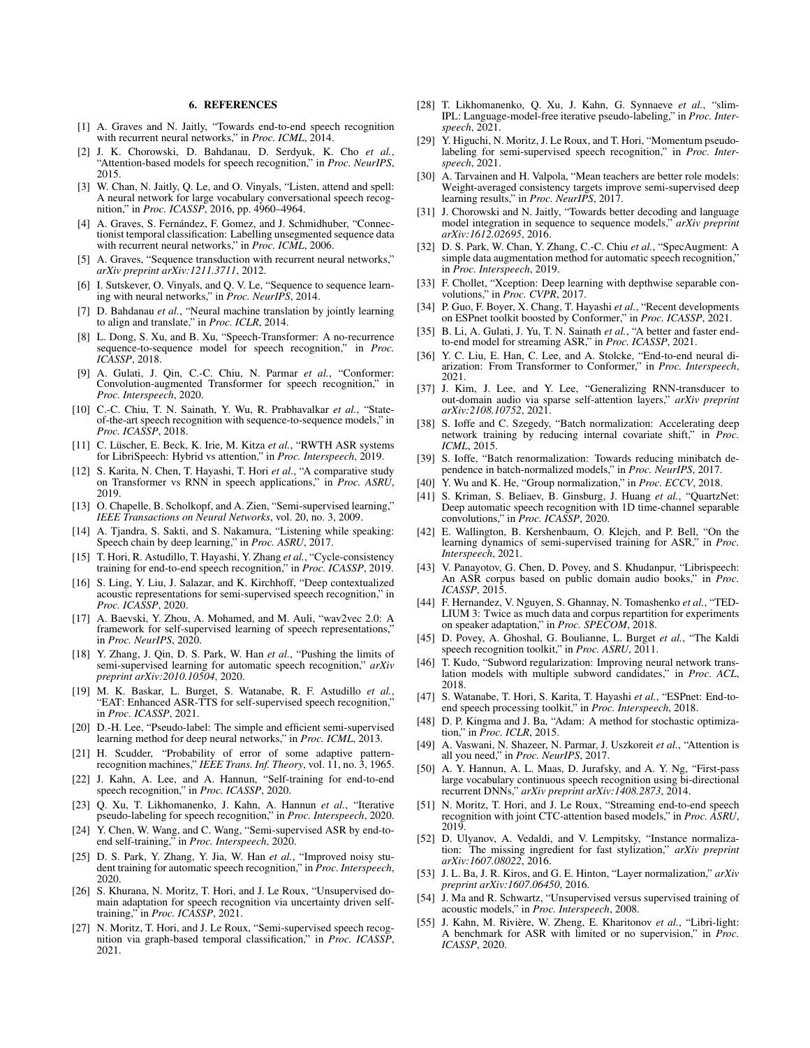## 6. REFERENCES

[1] A. Graves and N. Jaitly, "Towards end-to-end speech recognition with recurrent neural networks," in *Proc. ICML*, 2014.

[2] J. K. Chorowski, D. Bahdanau, D. Serdyuk, K. Cho *et al.*, "Attention-based models for speech recognition," in *Proc. NeurIPS*, 2015.

[3] W. Chan, N. Jaitly, Q. Le, and O. Vinyals, "Listen, attend and spell: A neural network for large vocabulary conversational speech recognition," in *Proc. ICASSP*, 2016, pp. 4960–4964.

[4] A. Graves, S. Fernández, F. Gomez, and J. Schmidhuber, "Connectionist temporal classification: Labelling unsegmented sequence data with recurrent neural networks," in *Proc. ICML*, 2006.

[5] A. Graves, "Sequence transduction with recurrent neural networks," *arXiv preprint arXiv:1211.3711*, 2012.

[6] I. Sutskever, O. Vinyals, and Q. V. Le, "Sequence to sequence learning with neural networks," in *Proc. NeurIPS*, 2014.

[7] D. Bahdanau *et al.*, "Neural machine translation by jointly learning to align and translate," in *Proc. ICLR*, 2014.

[8] L. Dong, S. Xu, and B. Xu, "Speech-Transformer: A no-recurrence sequence-to-sequence model for speech recognition," in *Proc. ICASSP*, 2018.

[9] A. Gulati, J. Qin, C.-C. Chiu, N. Parmar *et al.*, "Conformer: Convolution-augmented Transformer for speech recognition," in *Proc. Interspeech*, 2020.

[10] C.-C. Chiu, T. N. Sainath, Y. Wu, R. Prabhavalkar *et al.*, "State-of-the-art speech recognition with sequence-to-sequence models," in *Proc. ICASSP*, 2018.

[11] C. Lüscher, E. Beck, K. Irie, M. Kitza *et al.*, "RWTH ASR systems for LibriSpeech: Hybrid vs attention," in *Proc. Interspeech*, 2019.

[12] S. Karita, N. Chen, T. Hayashi, T. Hori *et al.*, "A comparative study on Transformer vs RNN in speech applications," in *Proc. ASRU*, 2019.

[13] O. Chapelle, B. Scholkopf, and A. Zien, "Semi-supervised learning," *IEEE Transactions on Neural Networks*, vol. 20, no. 3, 2009.

[14] A. Tjandra, S. Sakti, and S. Nakamura, "Listening while speaking: Speech chain by deep learning," in *Proc. ASRU*, 2017.

[15] T. Hori, R. Astudillo, T. Hayashi, Y. Zhang *et al.*, "Cycle-consistency training for end-to-end speech recognition," in *Proc. ICASSP*, 2019.

[16] S. Ling, Y. Liu, J. Salazar, and K. Kirchhoff, "Deep contextualized acoustic representations for semi-supervised speech recognition," in *Proc. ICASSP*, 2020.

[17] A. Baevski, Y. Zhou, A. Mohamed, and M. Auli, "wav2vec 2.0: A framework for self-supervised learning of speech representations," in *Proc. NeurIPS*, 2020.

[18] Y. Zhang, J. Qin, D. S. Park, W. Han *et al.*, "Pushing the limits of semi-supervised learning for automatic speech recognition," *arXiv preprint arXiv:2010.10504*, 2020.

[19] M. K. Baskar, L. Burget, S. Watanabe, R. F. Astudillo *et al.*, "EAT: Enhanced ASR-TTS for self-supervised speech recognition," in *Proc. ICASSP*, 2021.

[20] D.-H. Lee, "Pseudo-label: The simple and efficient semi-supervised learning method for deep neural networks," in *Proc. ICML*, 2013.

[21] H. Scudder, "Probability of error of some adaptive pattern-recognition machines," *IEEE Trans. Inf. Theory*, vol. 11, no. 3, 1965.

[22] J. Kahn, A. Lee, and A. Hannun, "Self-training for end-to-end speech recognition," in *Proc. ICASSP*, 2020.

[23] Q. Xu, T. Likhomanenko, J. Kahn, A. Hannun *et al.*, "Iterative pseudo-labeling for speech recognition," in *Proc. Interspeech*, 2020.

[24] Y. Chen, W. Wang, and C. Wang, "Semi-supervised ASR by end-to-end self-training," in *Proc. Interspeech*, 2020.

[25] D. S. Park, Y. Zhang, Y. Jia, W. Han *et al.*, "Improved noisy student training for automatic speech recognition," in *Proc. Interspeech*, 2020.

[26] S. Khurana, N. Moritz, T. Hori, and J. Le Roux, "Unsupervised domain adaptation for speech recognition via uncertainty driven self-training," in *Proc. ICASSP*, 2021.

[27] N. Moritz, T. Hori, and J. Le Roux, "Semi-supervised speech recognition via graph-based temporal classification," in *Proc. ICASSP*, 2021.

[28] T. Likhomanenko, Q. Xu, J. Kahn, G. Synnaeve *et al.*, "slimIPL: Language-model-free iterative pseudo-labeling," in *Proc. Interspeech*, 2021.

[29] Y. Higuchi, N. Moritz, J. Le Roux, and T. Hori, "Momentum pseudo-labeling for semi-supervised speech recognition," in *Proc. Interspeech*, 2021.

[30] A. Tarvainen and H. Valpola, "Mean teachers are better role models: Weight-averaged consistency targets improve semi-supervised deep learning results," in *Proc. NeurIPS*, 2017.

[31] J. Chorowski and N. Jaitly, "Towards better decoding and language model integration in sequence to sequence models," *arXiv preprint arXiv:1612.02695*, 2016.

[32] D. S. Park, W. Chan, Y. Zhang, C.-C. Chiu *et al.*, "SpecAugment: A simple data augmentation method for automatic speech recognition," in *Proc. Interspeech*, 2019.

[33] F. Chollet, "Xception: Deep learning with depthwise separable convolutions," in *Proc. CVPR*, 2017.

[34] P. Guo, F. Boyer, X. Chang, T. Hayashi *et al.*, "Recent developments on ESPnet toolkit boosted by Conformer," in *Proc. ICASSP*, 2021.

[35] B. Li, A. Gulati, J. Yu, T. N. Sainath *et al.*, "A better and faster end-to-end model for streaming ASR," in *Proc. ICASSP*, 2021.

[36] Y. C. Liu, E. Han, C. Lee, and A. Stolcke, "End-to-end neural diarization: From Transformer to Conformer," in *Proc. Interspeech*, 2021.

[37] J. Kim, J. Lee, and Y. Lee, "Generalizing RNN-transducer to out-domain audio via sparse self-attention layers," *arXiv preprint arXiv:2108.10752*, 2021.

[38] S. Ioffe and C. Szegedy, "Batch normalization: Accelerating deep network training by reducing internal covariate shift," in *Proc. ICML*, 2015.

[39] S. Ioffe, "Batch renormalization: Towards reducing minibatch dependence in batch-normalized models," in *Proc. NeurIPS*, 2017.

[40] Y. Wu and K. He, "Group normalization," in *Proc. ECCV*, 2018.

[41] S. Kriman, S. Beliaev, B. Ginsburg, J. Huang *et al.*, "QuartzNet: Deep automatic speech recognition with 1D time-channel separable convolutions," in *Proc. ICASSP*, 2020.

[42] E. Wallington, B. Kershenbaum, O. Klejch, and P. Bell, "On the learning dynamics of semi-supervised training for ASR," in *Proc. Interspeech*, 2021.

[43] V. Panayotov, G. Chen, D. Povey, and S. Khudanpur, "Librispeech: An ASR corpus based on public domain audio books," in *Proc. ICASSP*, 2015.

[44] F. Hernandez, V. Nguyen, S. Ghannay, N. Tomashenko *et al.*, "TED-LIUM 3: Twice as much data and corpus repartition for experiments on speaker adaptation," in *Proc. SPECOM*, 2018.

[45] D. Povey, A. Ghoshal, G. Boulianne, L. Burget *et al.*, "The Kaldi speech recognition toolkit," in *Proc. ASRU*, 2011.

[46] T. Kudo, "Subword regularization: Improving neural network translation models with multiple subword candidates," in *Proc. ACL*, 2018.

[47] S. Watanabe, T. Hori, S. Karita, T. Hayashi *et al.*, "ESPnet: End-to-end speech processing toolkit," in *Proc. Interspeech*, 2018.

[48] D. P. Kingma and J. Ba, "Adam: A method for stochastic optimization," in *Proc. ICLR*, 2015.

[49] A. Vaswani, N. Shazeer, N. Parmar, J. Uszkoreit *et al.*, "Attention is all you need," in *Proc. NeurIPS*, 2017.

[50] A. Y. Hannun, A. L. Maas, D. Jurafsky, and A. Y. Ng, "First-pass large vocabulary continuous speech recognition using bi-directional recurrent DNNs," *arXiv preprint arXiv:1408.2873*, 2014.

[51] N. Moritz, T. Hori, and J. Le Roux, "Streaming end-to-end speech recognition with joint CTC-attention based models," in *Proc. ASRU*, 2019.

[52] D. Ulyanov, A. Vedaldi, and V. Lempitsky, "Instance normalization: The missing ingredient for fast stylization," *arXiv preprint arXiv:1607.08022*, 2016.

[53] J. L. Ba, J. R. Kiros, and G. E. Hinton, "Layer normalization," *arXiv preprint arXiv:1607.06450*, 2016.

[54] J. Ma and R. Schwartz, "Unsupervised versus supervised training of acoustic models," in *Proc. Interspeech*, 2008.

[55] J. Kahn, M. Rivière, W. Zheng, E. Kharitonov *et al.*, "Libri-light: A benchmark for ASR with limited or no supervision," in *Proc. ICASSP*, 2020.